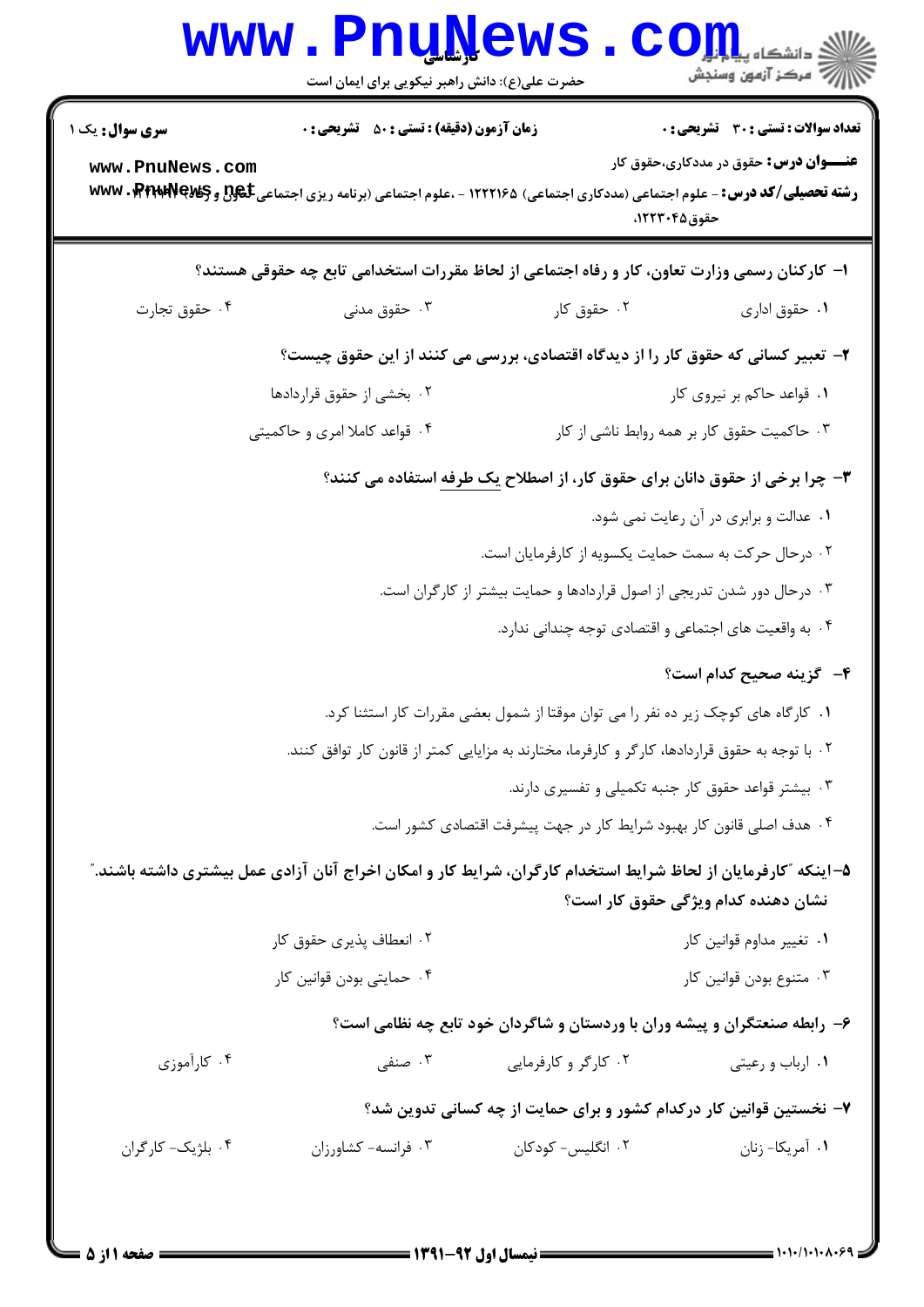**سری سوال:** یک ۱

**زمان آزمون (دقیقه) : تستی : ۵۰ تشریحی : ۰**

**تعداد سوالات : تستی : ۳۰ تشریحی : ۰**

**عنـــوان درس:** حقوق در مددکاری،حقوق کار

**رشته تحصیلی/کد درس:** - علوم اجتماعی (مددکاری اجتماعی) ۱۲۲۲۱۶۵ - ،علوم اجتماعی (برنامه ریزی اجتماعی تعاون و رفاه) ۱۲۲۲۰۴۵ حقوق۱۲۲۳۰۴۵،

**۱- کارکنان رسمی وزارت تعاون، کار و رفاه اجتماعی از لحاظ مقررات استخدامی تابع چه حقوقی هستند؟**

۱. حقوق اداری
۲. حقوق کار
۳. حقوق مدنی
۴. حقوق تجارت

**۲- تعبیر کسانی که حقوق کار را از دیدگاه اقتصادی، بررسی می کنند از این حقوق چیست؟**

۱. قواعد حاکم بر نیروی کار
۲. بخشی از حقوق قراردادها
۳. حاکمیت حقوق کار بر همه روابط ناشی از کار
۴. قواعد کاملا امری و حاکمیتی

**۳- چرا برخی از حقوق دانان برای حقوق کار، از اصطلاح یک طرفه استفاده می کنند؟**

۱. عدالت و برابری در آن رعایت نمی شود.
۲. درحال حرکت به سمت حمایت یکسویه از کارفرمایان است.
۳. درحال دور شدن تدریجی از اصول قراردادها و حمایت بیشتر از کارگران است.
۴. به واقعیت های اجتماعی و اقتصادی توجه چندانی ندارد.

**۴- گزینه صحیح کدام است؟**

۱. کارگاه های کوچک زیر ده نفر را می توان موقتا از شمول بعضی مقررات کار استثنا کرد.
۲. با توجه به حقوق قراردادها، کارگر و کارفرما، مختارند به مزایایی کمتر از قانون کار توافق کنند.
۳. بیشتر قواعد حقوق کار جنبه تکمیلی و تفسیری دارند.
۴. هدف اصلی قانون کار بهبود شرایط کار در جهت پیشرفت اقتصادی کشور است.

**۵- اینکه "کارفرمایان از لحاظ شرایط استخدام کارگران، شرایط کار و امکان اخراج آنان آزادی عمل بیشتری داشته باشند." نشان دهنده کدام ویژگی حقوق کار است؟**

۱. تغییر مداوم قوانین کار
۲. انعطاف پذیری حقوق کار
۳. متنوع بودن قوانین کار
۴. حمایتی بودن قوانین کار

**۶- رابطه صنعتگران و پیشه وران با وردستان و شاگردان خود تابع چه نظامی است؟**

۱. ارباب و رعیتی
۲. کارگر و کارفرمایی
۳. صنفی
۴. کارآموزی

**۷- نخستین قوانین کار درکدام کشور و برای حمایت از چه کسانی تدوین شد؟**

۱. آمریکا- زنان
۲. انگلیس- کودکان
۳. فرانسه- کشاورزان
۴. بلژیک- کارگران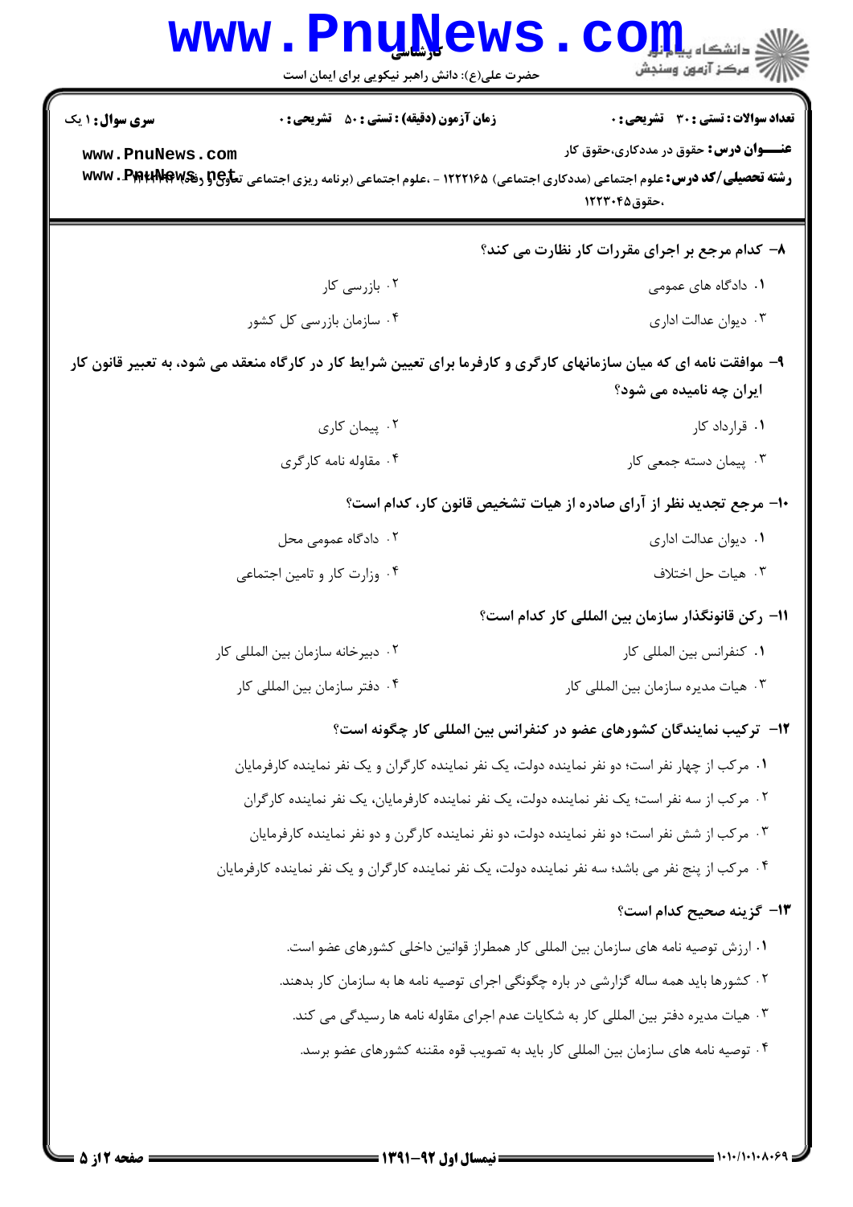**سری سوال:** ۱ یک | **زمان آزمون (دقیقه) : تستی :** ۵۰ **تشریحی :** ۰ | **تعداد سوالات : تستی :** ۳۰ **تشریحی :** ۰

**عنـــوان درس:** حقوق در مددکاری،حقوق کار

**رشته تحصیلی/کد درس:** علوم اجتماعی (مددکاری اجتماعی) ۱۲۲۲۱۶۵ - ،علوم اجتماعی (برنامه ریزی اجتماعی تعاون و رفاه) ۱۲۲۲۱۴۲ ،حقوق۱۲۲۳۰۴۵

۸- کدام مرجع بر اجرای مقررات کار نظارت می کند؟

۱. دادگاه های عمومی

۲. بازرسی کار

۳. دیوان عدالت اداری

۴. سازمان بازرسی کل کشور

۹- موافقت نامه ای که میان سازمانهای کارگری و کارفرما برای تعیین شرایط کار در کارگاه منعقد می شود، به تعبیر قانون کار ایران چه نامیده می شود؟

۱. قرارداد کار

۲. پیمان کاری

۳. پیمان دسته جمعی کار

۴. مقاوله نامه کارگری

۱۰- مرجع تجدید نظر از آرای صادره از هیات تشخیص قانون کار، کدام است؟

۱. دیوان عدالت اداری

۲. دادگاه عمومی محل

۳. هیات حل اختلاف

۴. وزارت کار و تامین اجتماعی

۱۱- رکن قانونگذار سازمان بین المللی کار کدام است؟

۱. کنفرانس بین المللی کار

۲. دبیرخانه سازمان بین المللی کار

۳. هیات مدیره سازمان بین المللی کار

۴. دفتر سازمان بین المللی کار

۱۲- ترکیب نمایندگان کشورهای عضو در کنفرانس بین المللی کار چگونه است؟

۱. مرکب از چهار نفر است؛ دو نفر نماینده دولت، یک نفر نماینده کارگران و یک نفر نماینده کارفرمایان

۲. مرکب از سه نفر است؛ یک نفر نماینده دولت، یک نفر نماینده کارفرمایان، یک نفر نماینده کارگران

۳. مرکب از شش نفر است؛ دو نفر نماینده دولت، دو نفر نماینده کارگرن و دو نفر نماینده کارفرمایان

۴. مرکب از پنج نفر می باشد؛ سه نفر نماینده دولت، یک نفر نماینده کارگران و یک نفر نماینده کارفرمایان

۱۳- گزینه صحیح کدام است؟

۱. ارزش توصیه نامه های سازمان بین المللی کار همطراز قوانین داخلی کشورهای عضو است.

۲. کشورها باید همه ساله گزارشی در باره چگونگی اجرای توصیه نامه ها به سازمان کار بدهند.

۳. هیات مدیره دفتر بین المللی کار به شکایات عدم اجرای مقاوله نامه ها رسیدگی می کند.

۴. توصیه نامه های سازمان بین المللی کار باید به تصویب قوه مقننه کشورهای عضو برسد.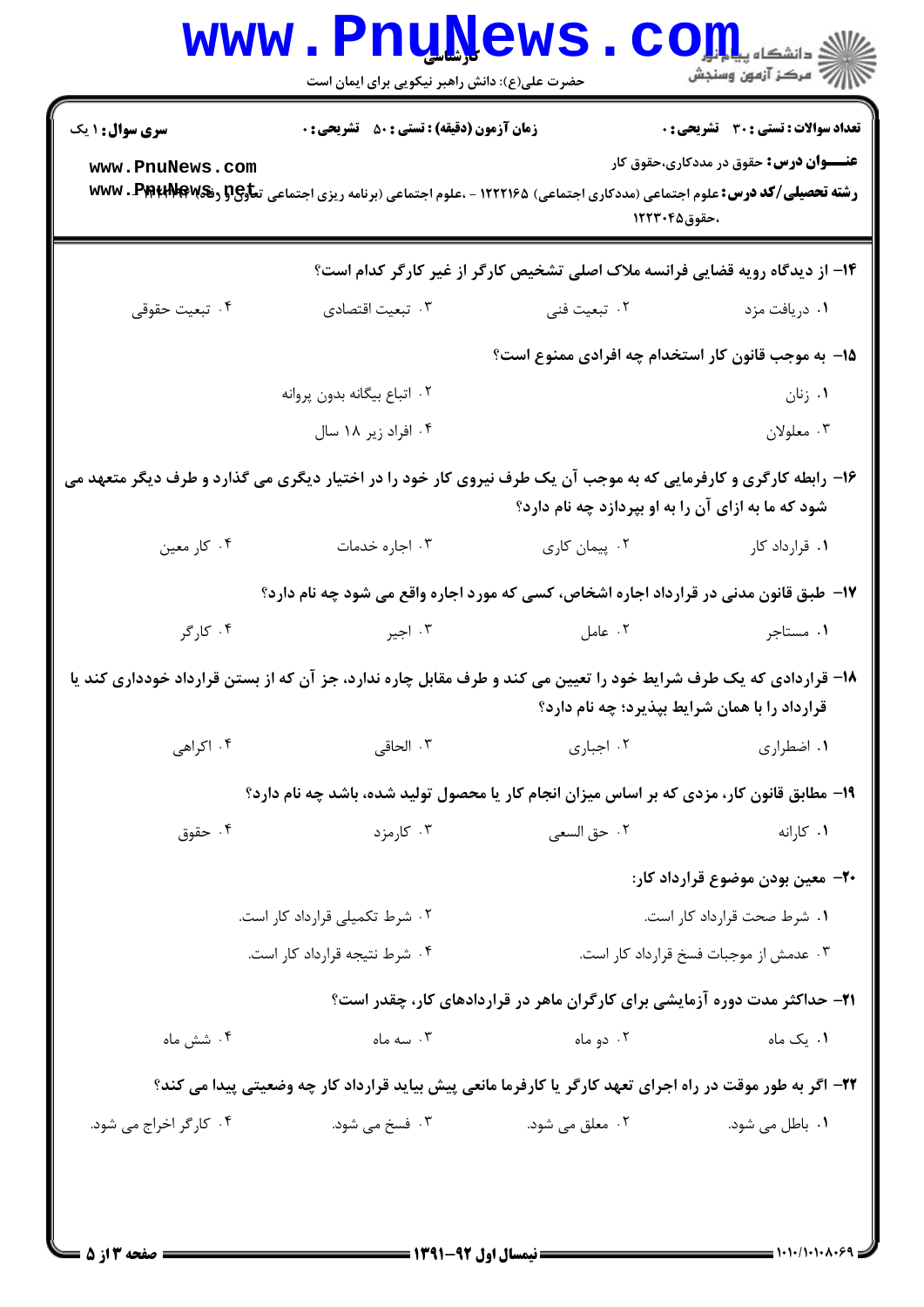۱۴- از دیدگاه رویه قضایی فرانسه ملاک اصلی تشخیص کارگر از غیر کارگر کدام است؟

۱. دریافت مزد
۲. تبعیت فنی
۳. تبعیت اقتصادی
۴. تبعیت حقوقی

۱۵- به موجب قانون کار استخدام چه افرادی ممنوع است؟

۱. زنان
۲. اتباع بیگانه بدون پروانه
۳. معلولان
۴. افراد زیر ۱۸ سال

۱۶- رابطه کارگری و کارفرمایی که به موجب آن یک طرف نیروی کار خود را در اختیار دیگری می گذارد و طرف دیگر متعهد می شود که ما به ازای آن را به او بپردازد چه نام دارد؟

۱. قرارداد کار
۲. پیمان کاری
۳. اجاره خدمات
۴. کار معین

۱۷- طبق قانون مدنی در قرارداد اجاره اشخاص، کسی که مورد اجاره واقع می شود چه نام دارد؟

۱. مستاجر
۲. عامل
۳. اجیر
۴. کارگر

۱۸- قراردادی که یک طرف شرایط خود را تعیین می کند و طرف مقابل چاره ندارد، جز آن که از بستن قرارداد خودداری کند یا قرارداد را با همان شرایط بپذیرد؛ چه نام دارد؟

۱. اضطراری
۲. اجباری
۳. الحاقی
۴. اکراهی

۱۹- مطابق قانون کار، مزدی که بر اساس میزان انجام کار یا محصول تولید شده، باشد چه نام دارد؟

۱. کارانه
۲. حق السعی
۳. کارمزد
۴. حقوق

۲۰- معین بودن موضوع قرارداد کار:

۱. شرط صحت قرارداد کار است.
۲. شرط تکمیلی قرارداد کار است.
۳. عدمش از موجبات فسخ قرارداد کار است.
۴. شرط نتیجه قرارداد کار است.

۲۱- حداکثر مدت دوره آزمایشی برای کارگران ماهر در قراردادهای کار، چقدر است؟

۱. یک ماه
۲. دو ماه
۳. سه ماه
۴. شش ماه

۲۲- اگر به طور موقت در راه اجرای تعهد کارگر یا کارفرما مانعی پیش بیاید قرارداد کار چه وضعیتی پیدا می کند؟

۱. باطل می شود.
۲. معلق می شود.
۳. فسخ می شود.
۴. کارگر اخراج می شود.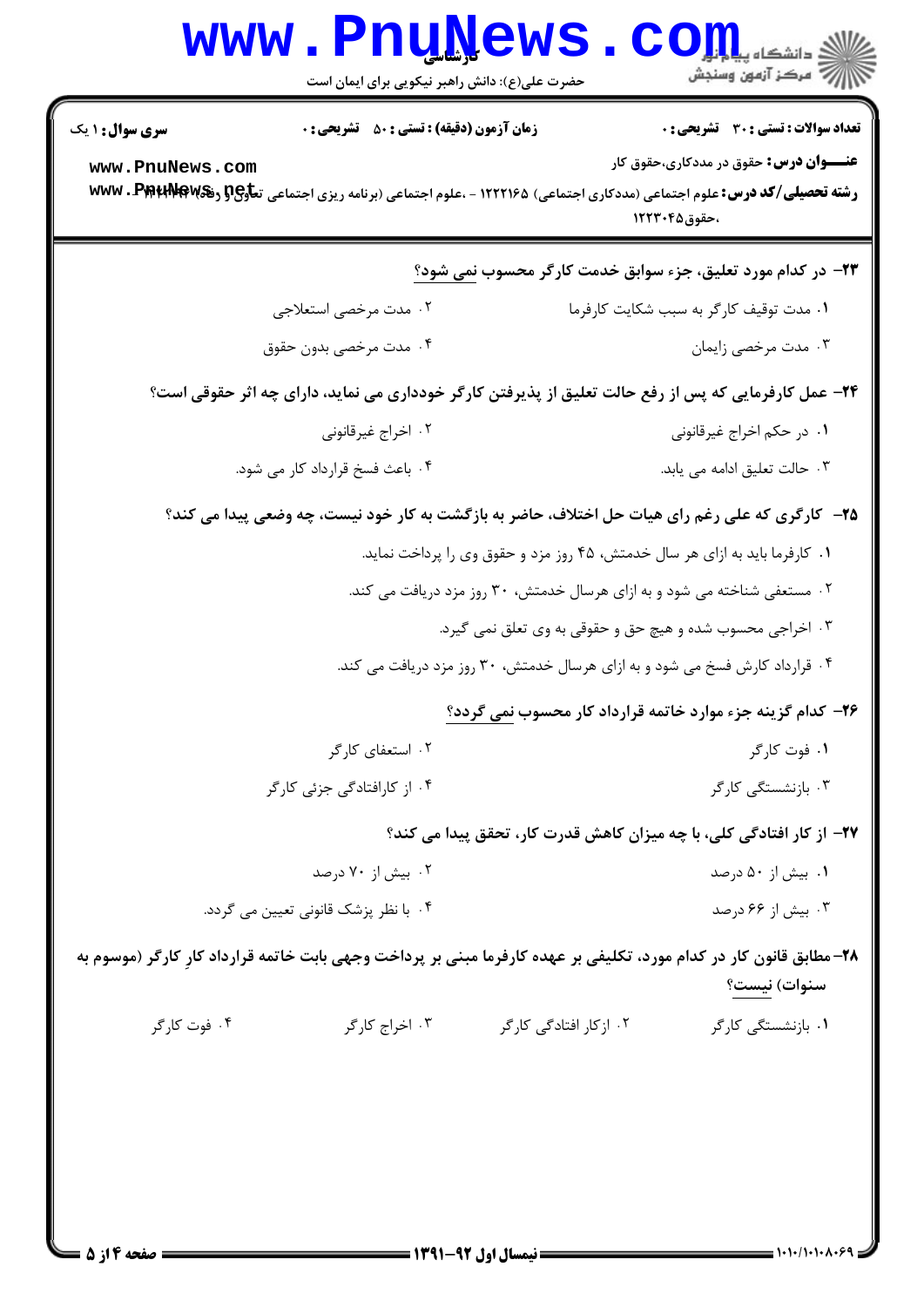**تعداد سوالات : تستی : ۳۰  تشریحی : ۰**　　**زمان آزمون (دقیقه) : تستی : ۵۰  تشریحی : ۰**　　**سری سوال : ۱ یک**

**عنــــوان درس:** حقوق در مددکاری،حقوق کار

**رشته تحصیلی/کد درس:** علوم اجتماعی (مددکاری اجتماعی) ۱۲۲۲۱۶۵ - ،علوم اجتماعی (برنامه ریزی اجتماعی تعاون و رفاه) ۱۲۲۲۱۹۲ ،حقوق۱۲۲۳۰۴۵

---

**۲۳- در کدام مورد تعلیق، جزء سوابق خدمت کارگر محسوب نمی شود؟**

۱. مدت توقیف کارگر به سبب شکایت کارفرما

۲. مدت مرخصی استعلاجی

۳. مدت مرخصی زایمان

۴. مدت مرخصی بدون حقوق

**۲۴- عمل کارفرمایی که پس از رفع حالت تعلیق از پذیرفتن کارگر خودداری می نماید، دارای چه اثر حقوقی است؟**

۱. در حکم اخراج غیرقانونی

۲. اخراج غیرقانونی

۳. حالت تعلیق ادامه می یابد.

۴. باعث فسخ قرارداد کار می شود.

**۲۵- کارگری که علی رغم رای هیات حل اختلاف، حاضر به بازگشت به کار خود نیست، چه وضعی پیدا می کند؟**

۱. کارفرما باید به ازای هر سال خدمتش، ۴۵ روز مزد و حقوق وی را پرداخت نماید.

۲. مستعفی شناخته می شود و به ازای هرسال خدمتش، ۳۰ روز مزد دریافت می کند.

۳. اخراجی محسوب شده و هیچ حق و حقوقی به وی تعلق نمی گیرد.

۴. قرارداد کارش فسخ می شود و به ازای هرسال خدمتش، ۳۰ روز مزد دریافت می کند.

**۲۶- کدام گزینه جزء موارد خاتمه قرارداد کار محسوب نمی گردد؟**

۱. فوت کارگر

۲. استعفای کارگر

۳. بازنشستگی کارگر

۴. از کارافتادگی جزئی کارگر

**۲۷- از کار افتادگی کلی، با چه میزان کاهش قدرت کار، تحقق پیدا می کند؟**

۱. بیش از ۵۰ درصد

۲. بیش از ۷۰ درصد

۳. بیش از ۶۶ درصد

۴. با نظر پزشک قانونی تعیین می گردد.

**۲۸- مطابق قانون کار در کدام مورد، تکلیفی بر عهده کارفرما مبنی بر پرداخت وجهی بابت خاتمه قرارداد کارِ کارگر (موسوم به سنوات) نیست؟**

۱. بازنشستگی کارگر

۲. ازکار افتادگی کارگر

۳. اخراج کارگر

۴. فوت کارگر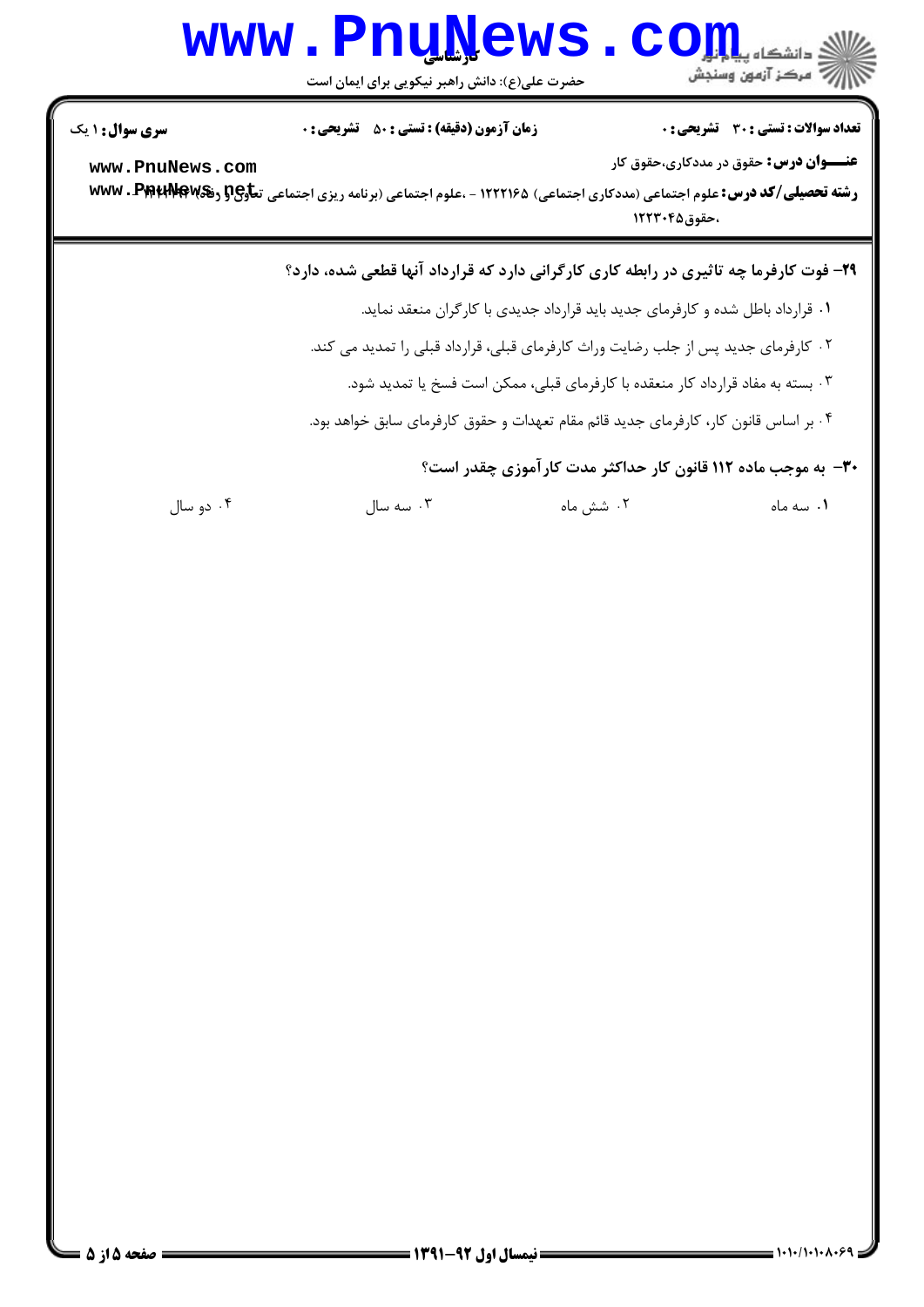**۲۹- فوت کارفرما چه تاثیری در رابطه کاری کارگرانی دارد که قرارداد آنها قطعی شده، دارد؟**

۱. قرارداد باطل شده و کارفرمای جدید باید قرارداد جدیدی با کارگران منعقد نماید.

۲. کارفرمای جدید پس از جلب رضایت وراث کارفرمای قبلی، قرارداد قبلی را تمدید می کند.

۳. بسته به مفاد قرارداد کار منعقده با کارفرمای قبلی، ممکن است فسخ یا تمدید شود.

۴. بر اساس قانون کار، کارفرمای جدید قائم مقام تعهدات و حقوق کارفرمای سابق خواهد بود.

**۳۰- به موجب ماده ۱۱۲ قانون کار حداکثر مدت کارآموزی چقدر است؟**

۱. سه ماه

۲. شش ماه

۳. سه سال

۴. دو سال